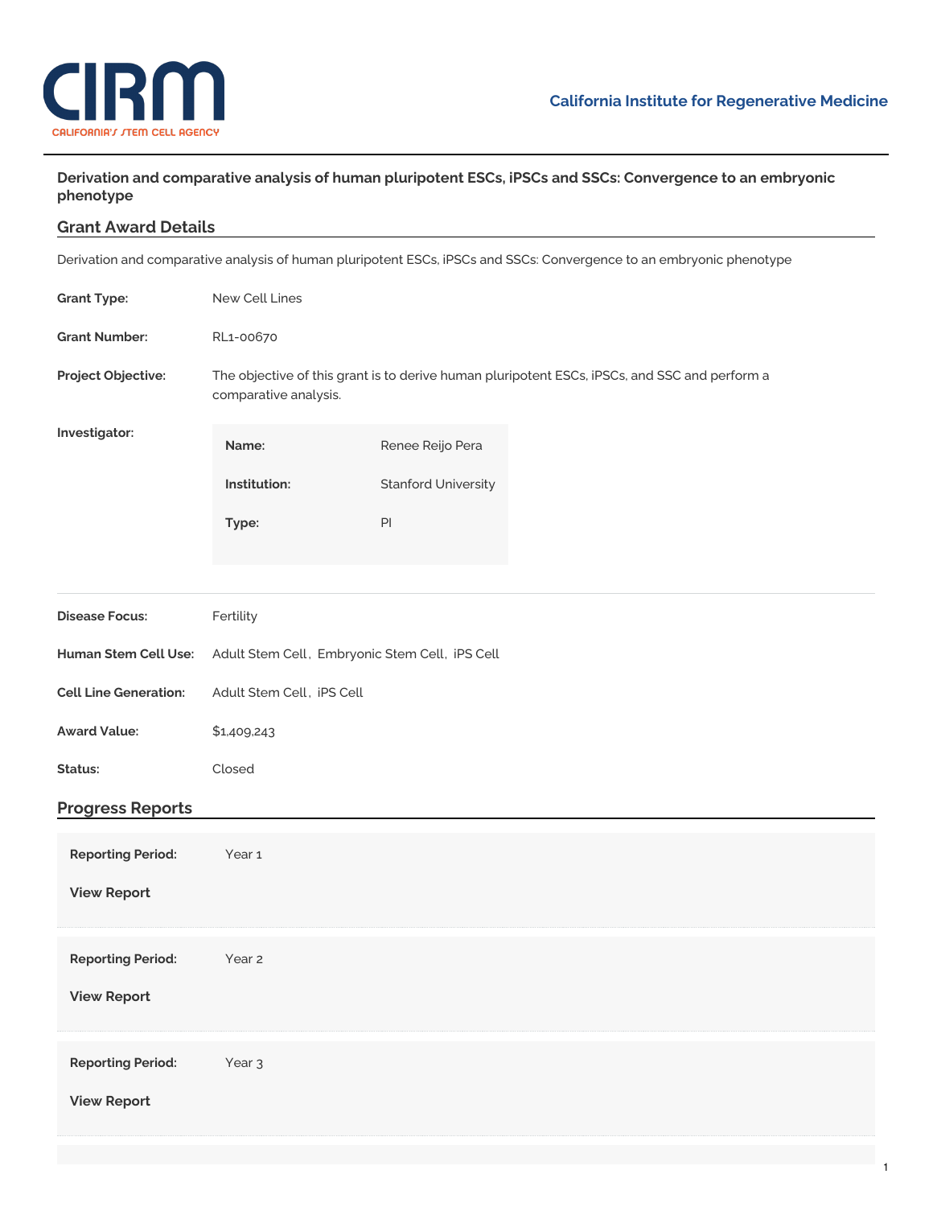# Derivation and comparative analysis of human pluripotent ESCs, iPSCs and SSCs: Convergence to an embryonic phenotype

## Grant Award Details

Derivation and comparative analysis of human pluripotent ESCs, iPSCs and SSCs: Convergence to an embryonic phenotype

**Grant Type:** New Cell Lines

**Grant Number:** RL1-00670

**Project Objective:** The objective of this grant is to derive human pluripotent ESCs, iPSCs, and SSC and perform a comparative analysis.

**Investigator:**

| | |
|---|---|
| **Name:** | Renee Reijo Pera |
| **Institution:** | Stanford University |
| **Type:** | PI |

**Disease Focus:** Fertility

**Human Stem Cell Use:** Adult Stem Cell, Embryonic Stem Cell, iPS Cell

**Cell Line Generation:** Adult Stem Cell, iPS Cell

**Award Value:** $1,409,243

**Status:** Closed

## Progress Reports

**Reporting Period:** Year 1

**View Report**

**Reporting Period:** Year 2

**View Report**

**Reporting Period:** Year 3

**View Report**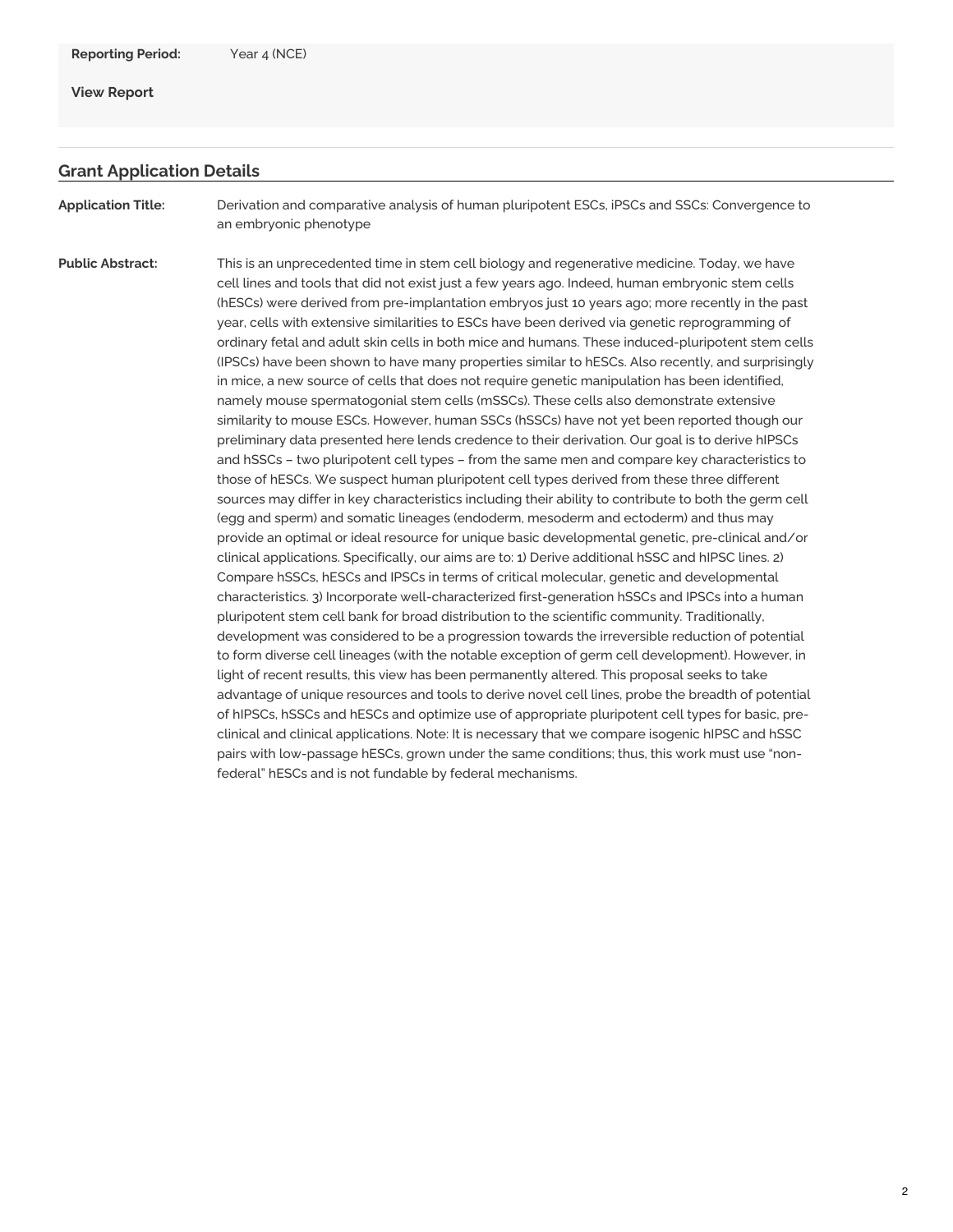**Reporting Period:** Year 4 (NCE)

**View Report**

## Grant Application Details

**Application Title:** Derivation and comparative analysis of human pluripotent ESCs, iPSCs and SSCs: Convergence to an embryonic phenotype

**Public Abstract:** This is an unprecedented time in stem cell biology and regenerative medicine. Today, we have cell lines and tools that did not exist just a few years ago. Indeed, human embryonic stem cells (hESCs) were derived from pre-implantation embryos just 10 years ago; more recently in the past year, cells with extensive similarities to ESCs have been derived via genetic reprogramming of ordinary fetal and adult skin cells in both mice and humans. These induced-pluripotent stem cells (IPSCs) have been shown to have many properties similar to hESCs. Also recently, and surprisingly in mice, a new source of cells that does not require genetic manipulation has been identified, namely mouse spermatogonial stem cells (mSSCs). These cells also demonstrate extensive similarity to mouse ESCs. However, human SSCs (hSSCs) have not yet been reported though our preliminary data presented here lends credence to their derivation. Our goal is to derive hIPSCs and hSSCs – two pluripotent cell types – from the same men and compare key characteristics to those of hESCs. We suspect human pluripotent cell types derived from these three different sources may differ in key characteristics including their ability to contribute to both the germ cell (egg and sperm) and somatic lineages (endoderm, mesoderm and ectoderm) and thus may provide an optimal or ideal resource for unique basic developmental genetic, pre-clinical and/or clinical applications. Specifically, our aims are to: 1) Derive additional hSSC and hIPSC lines. 2) Compare hSSCs, hESCs and IPSCs in terms of critical molecular, genetic and developmental characteristics. 3) Incorporate well-characterized first-generation hSSCs and IPSCs into a human pluripotent stem cell bank for broad distribution to the scientific community. Traditionally, development was considered to be a progression towards the irreversible reduction of potential to form diverse cell lineages (with the notable exception of germ cell development). However, in light of recent results, this view has been permanently altered. This proposal seeks to take advantage of unique resources and tools to derive novel cell lines, probe the breadth of potential of hIPSCs, hSSCs and hESCs and optimize use of appropriate pluripotent cell types for basic, pre-clinical and clinical applications. Note: It is necessary that we compare isogenic hIPSC and hSSC pairs with low-passage hESCs, grown under the same conditions; thus, this work must use "non-federal" hESCs and is not fundable by federal mechanisms.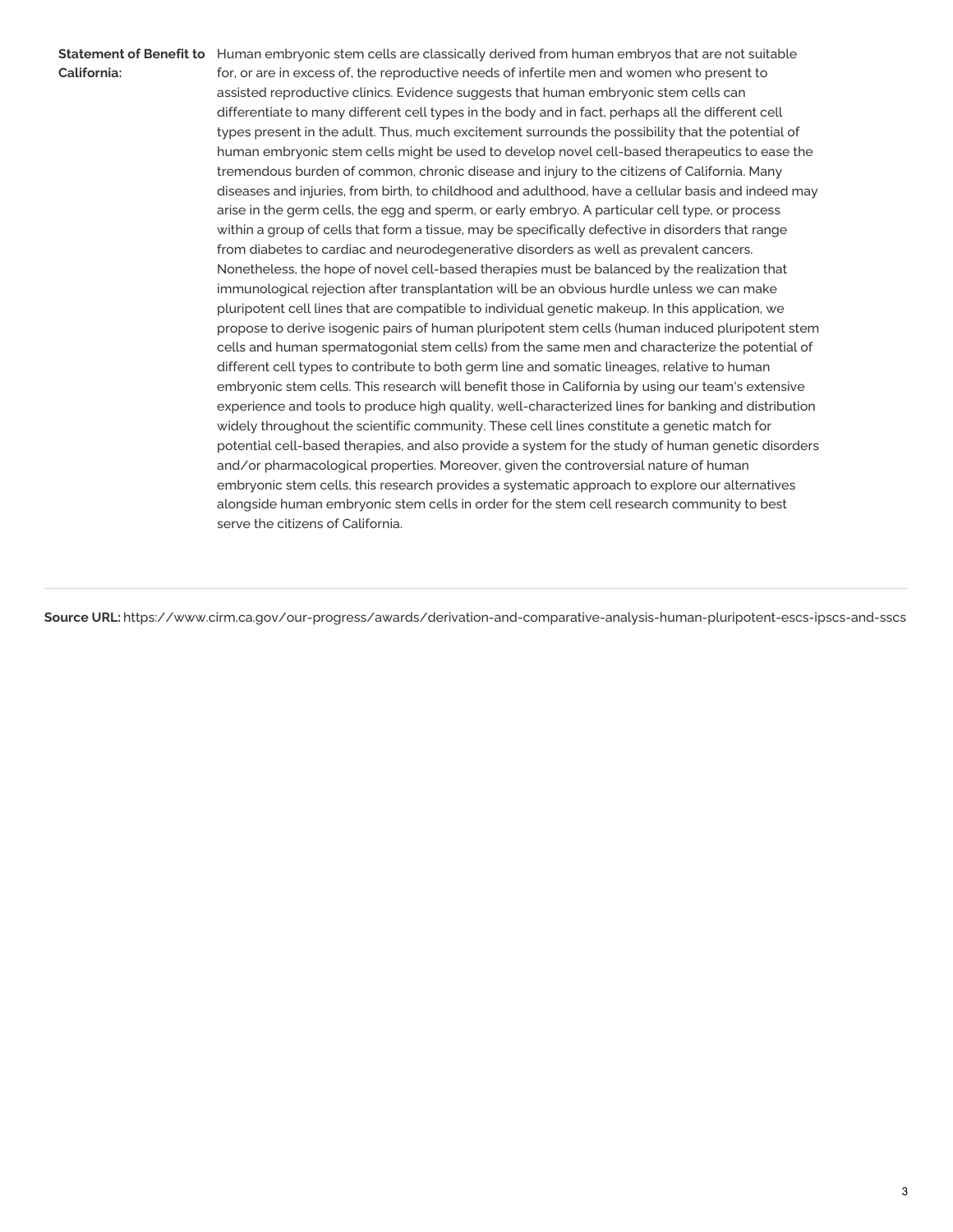**Statement of Benefit to California:**

Human embryonic stem cells are classically derived from human embryos that are not suitable for, or are in excess of, the reproductive needs of infertile men and women who present to assisted reproductive clinics. Evidence suggests that human embryonic stem cells can differentiate to many different cell types in the body and in fact, perhaps all the different cell types present in the adult. Thus, much excitement surrounds the possibility that the potential of human embryonic stem cells might be used to develop novel cell-based therapeutics to ease the tremendous burden of common, chronic disease and injury to the citizens of California. Many diseases and injuries, from birth, to childhood and adulthood, have a cellular basis and indeed may arise in the germ cells, the egg and sperm, or early embryo. A particular cell type, or process within a group of cells that form a tissue, may be specifically defective in disorders that range from diabetes to cardiac and neurodegenerative disorders as well as prevalent cancers. Nonetheless, the hope of novel cell-based therapies must be balanced by the realization that immunological rejection after transplantation will be an obvious hurdle unless we can make pluripotent cell lines that are compatible to individual genetic makeup. In this application, we propose to derive isogenic pairs of human pluripotent stem cells (human induced pluripotent stem cells and human spermatogonial stem cells) from the same men and characterize the potential of different cell types to contribute to both germ line and somatic lineages, relative to human embryonic stem cells. This research will benefit those in California by using our team's extensive experience and tools to produce high quality, well-characterized lines for banking and distribution widely throughout the scientific community. These cell lines constitute a genetic match for potential cell-based therapies, and also provide a system for the study of human genetic disorders and/or pharmacological properties. Moreover, given the controversial nature of human embryonic stem cells, this research provides a systematic approach to explore our alternatives alongside human embryonic stem cells in order for the stem cell research community to best serve the citizens of California.

---

**Source URL:** https://www.cirm.ca.gov/our-progress/awards/derivation-and-comparative-analysis-human-pluripotent-escs-ipscs-and-sscs